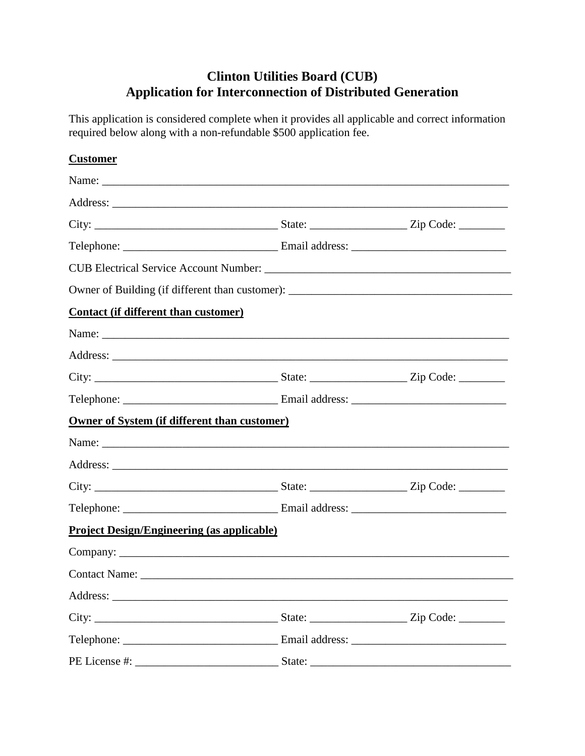# Clinton Utilities Board (CUB)
# Application for Interconnection of Distributed Generation

This application is considered complete when it provides all applicable and correct information required below along with a non-refundable $500 application fee.

**Customer**

Name: ______________________________________________________________________

Address: ____________________________________________________________________

City: ________________________________ State: ________________ Zip Code: ________

Telephone: ___________________________ Email address: ___________________________

CUB Electrical Service Account Number: __________________________________________

Owner of Building (if different than customer): _____________________________________

**Contact (if different than customer)**

Name: ______________________________________________________________________

Address: ____________________________________________________________________

City: ________________________________ State: ________________ Zip Code: ________

Telephone: ___________________________ Email address: ___________________________

**Owner of System (if different than customer)**

Name: ______________________________________________________________________

Address: ____________________________________________________________________

City: ________________________________ State: ________________ Zip Code: ________

Telephone: ___________________________ Email address: ___________________________

**Project Design/Engineering (as applicable)**

Company: ___________________________________________________________________

Contact Name: _______________________________________________________________

Address: ____________________________________________________________________

City: ________________________________ State: ________________ Zip Code: ________

Telephone: ___________________________ Email address: ___________________________

PE License #: _________________________ State: __________________________________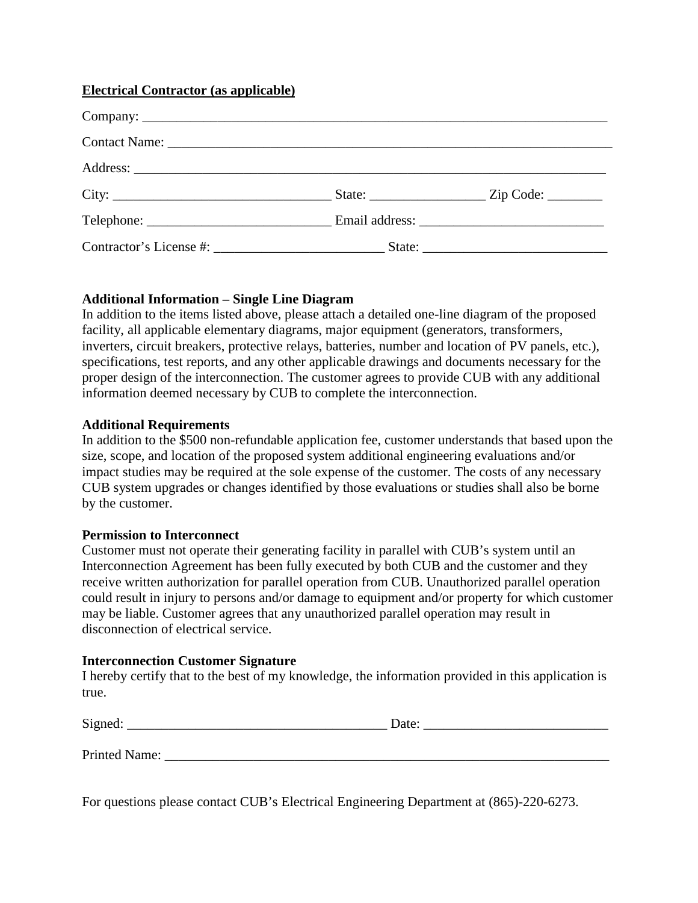**Electrical Contractor (as applicable)**

Company: ______________________________________________________________________

Contact Name: __________________________________________________________________

Address: _______________________________________________________________________

City: ________________________________ State: ________________ Zip Code: ________

Telephone: __________________________ Email address: __________________________

Contractor's License #: ________________________ State: __________________________

**Additional Information – Single Line Diagram**

In addition to the items listed above, please attach a detailed one-line diagram of the proposed facility, all applicable elementary diagrams, major equipment (generators, transformers, inverters, circuit breakers, protective relays, batteries, number and location of PV panels, etc.), specifications, test reports, and any other applicable drawings and documents necessary for the proper design of the interconnection. The customer agrees to provide CUB with any additional information deemed necessary by CUB to complete the interconnection.

**Additional Requirements**

In addition to the $500 non-refundable application fee, customer understands that based upon the size, scope, and location of the proposed system additional engineering evaluations and/or impact studies may be required at the sole expense of the customer. The costs of any necessary CUB system upgrades or changes identified by those evaluations or studies shall also be borne by the customer.

**Permission to Interconnect**

Customer must not operate their generating facility in parallel with CUB's system until an Interconnection Agreement has been fully executed by both CUB and the customer and they receive written authorization for parallel operation from CUB. Unauthorized parallel operation could result in injury to persons and/or damage to equipment and/or property for which customer may be liable. Customer agrees that any unauthorized parallel operation may result in disconnection of electrical service.

**Interconnection Customer Signature**

I hereby certify that to the best of my knowledge, the information provided in this application is true.

Signed: ____________________________________ Date: __________________________

Printed Name: __________________________________________________________________

For questions please contact CUB's Electrical Engineering Department at (865)-220-6273.